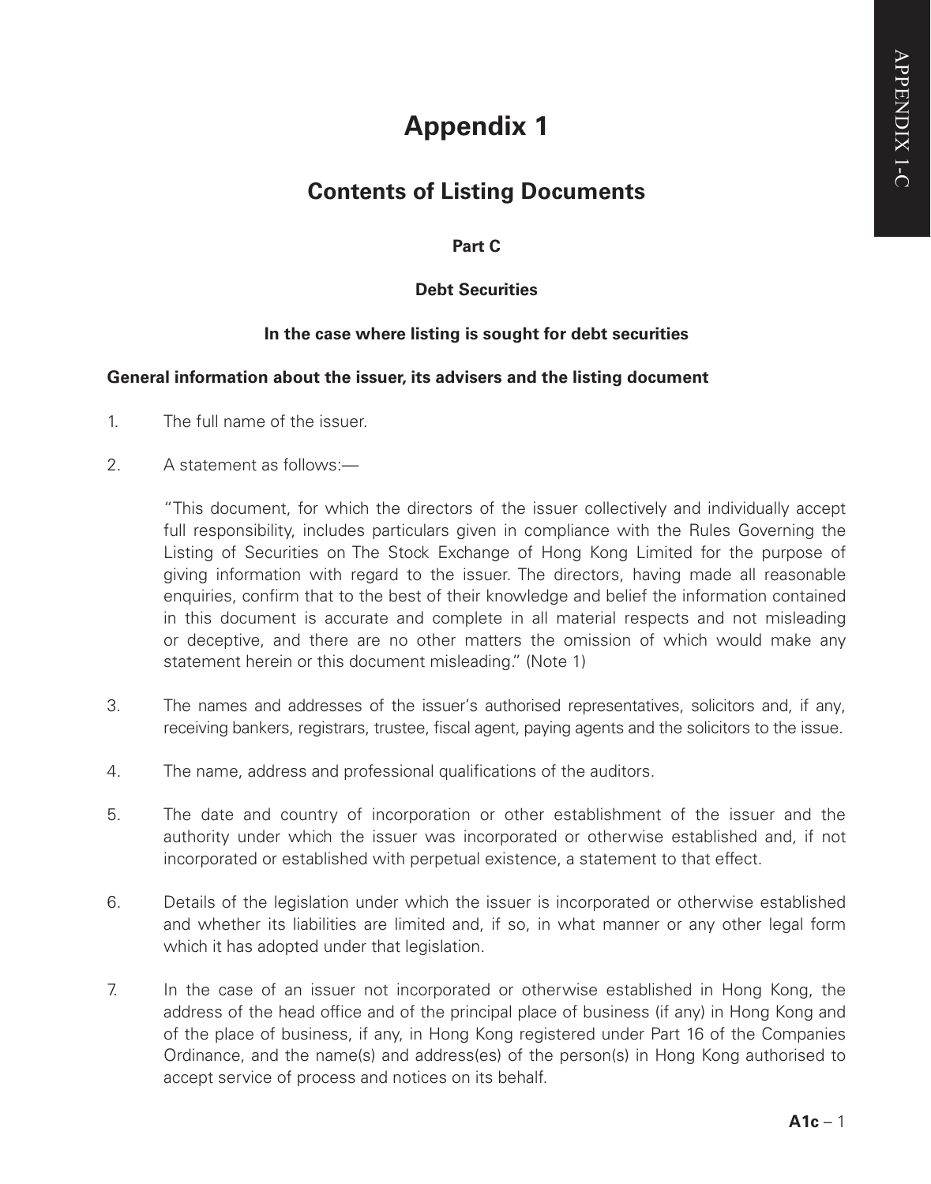# Appendix 1

## Contents of Listing Documents

**Part C**

**Debt Securities**

**In the case where listing is sought for debt securities**

**General information about the issuer, its advisers and the listing document**

1. The full name of the issuer.

2. A statement as follows:—

   "This document, for which the directors of the issuer collectively and individually accept full responsibility, includes particulars given in compliance with the Rules Governing the Listing of Securities on The Stock Exchange of Hong Kong Limited for the purpose of giving information with regard to the issuer. The directors, having made all reasonable enquiries, confirm that to the best of their knowledge and belief the information contained in this document is accurate and complete in all material respects and not misleading or deceptive, and there are no other matters the omission of which would make any statement herein or this document misleading." (Note 1)

3. The names and addresses of the issuer's authorised representatives, solicitors and, if any, receiving bankers, registrars, trustee, fiscal agent, paying agents and the solicitors to the issue.

4. The name, address and professional qualifications of the auditors.

5. The date and country of incorporation or other establishment of the issuer and the authority under which the issuer was incorporated or otherwise established and, if not incorporated or established with perpetual existence, a statement to that effect.

6. Details of the legislation under which the issuer is incorporated or otherwise established and whether its liabilities are limited and, if so, in what manner or any other legal form which it has adopted under that legislation.

7. In the case of an issuer not incorporated or otherwise established in Hong Kong, the address of the head office and of the principal place of business (if any) in Hong Kong and of the place of business, if any, in Hong Kong registered under Part 16 of the Companies Ordinance, and the name(s) and address(es) of the person(s) in Hong Kong authorised to accept service of process and notices on its behalf.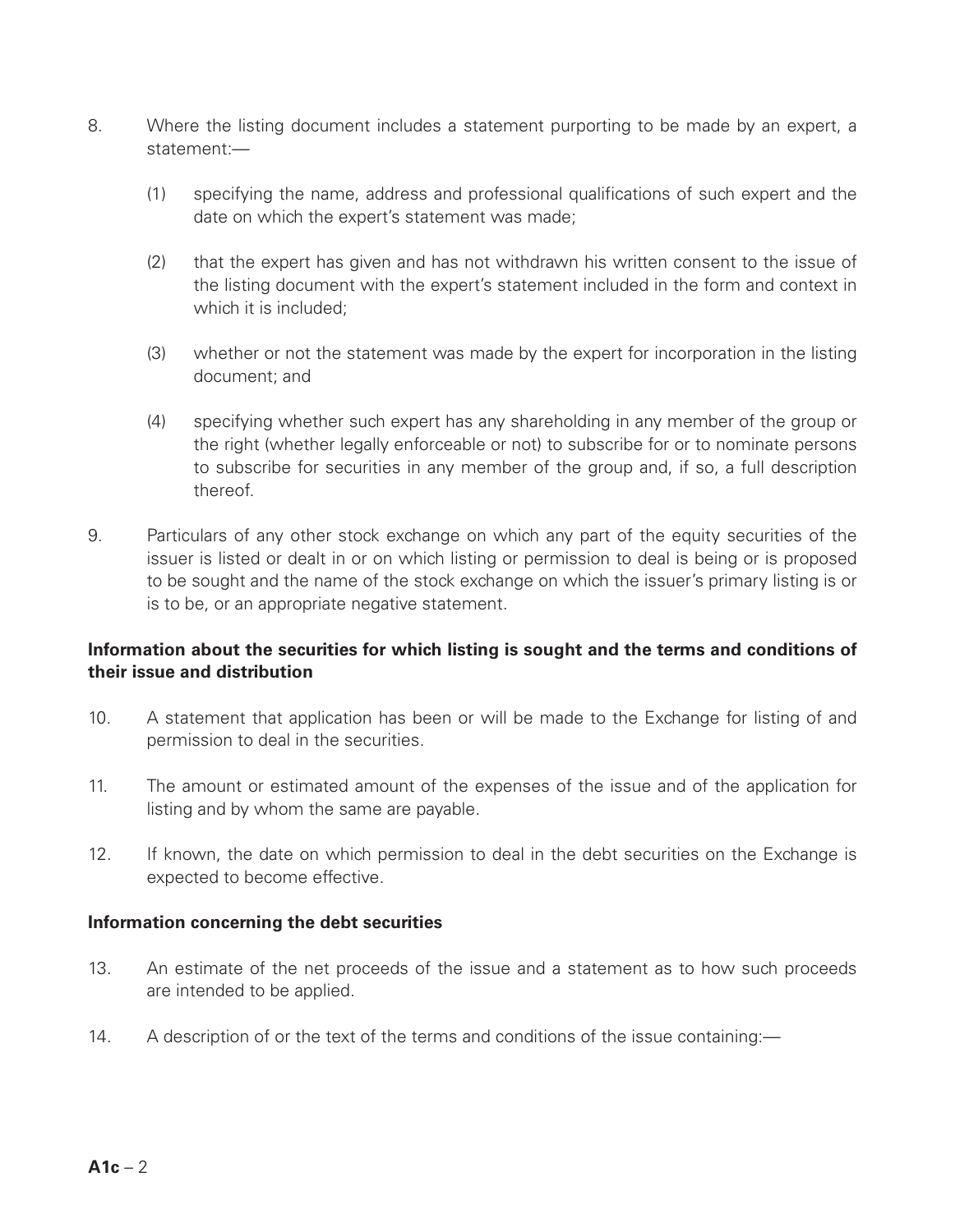8. Where the listing document includes a statement purporting to be made by an expert, a statement:—

   (1) specifying the name, address and professional qualifications of such expert and the date on which the expert's statement was made;

   (2) that the expert has given and has not withdrawn his written consent to the issue of the listing document with the expert's statement included in the form and context in which it is included;

   (3) whether or not the statement was made by the expert for incorporation in the listing document; and

   (4) specifying whether such expert has any shareholding in any member of the group or the right (whether legally enforceable or not) to subscribe for or to nominate persons to subscribe for securities in any member of the group and, if so, a full description thereof.

9. Particulars of any other stock exchange on which any part of the equity securities of the issuer is listed or dealt in or on which listing or permission to deal is being or is proposed to be sought and the name of the stock exchange on which the issuer's primary listing is or is to be, or an appropriate negative statement.

**Information about the securities for which listing is sought and the terms and conditions of their issue and distribution**

10. A statement that application has been or will be made to the Exchange for listing of and permission to deal in the securities.

11. The amount or estimated amount of the expenses of the issue and of the application for listing and by whom the same are payable.

12. If known, the date on which permission to deal in the debt securities on the Exchange is expected to become effective.

**Information concerning the debt securities**

13. An estimate of the net proceeds of the issue and a statement as to how such proceeds are intended to be applied.

14. A description of or the text of the terms and conditions of the issue containing:—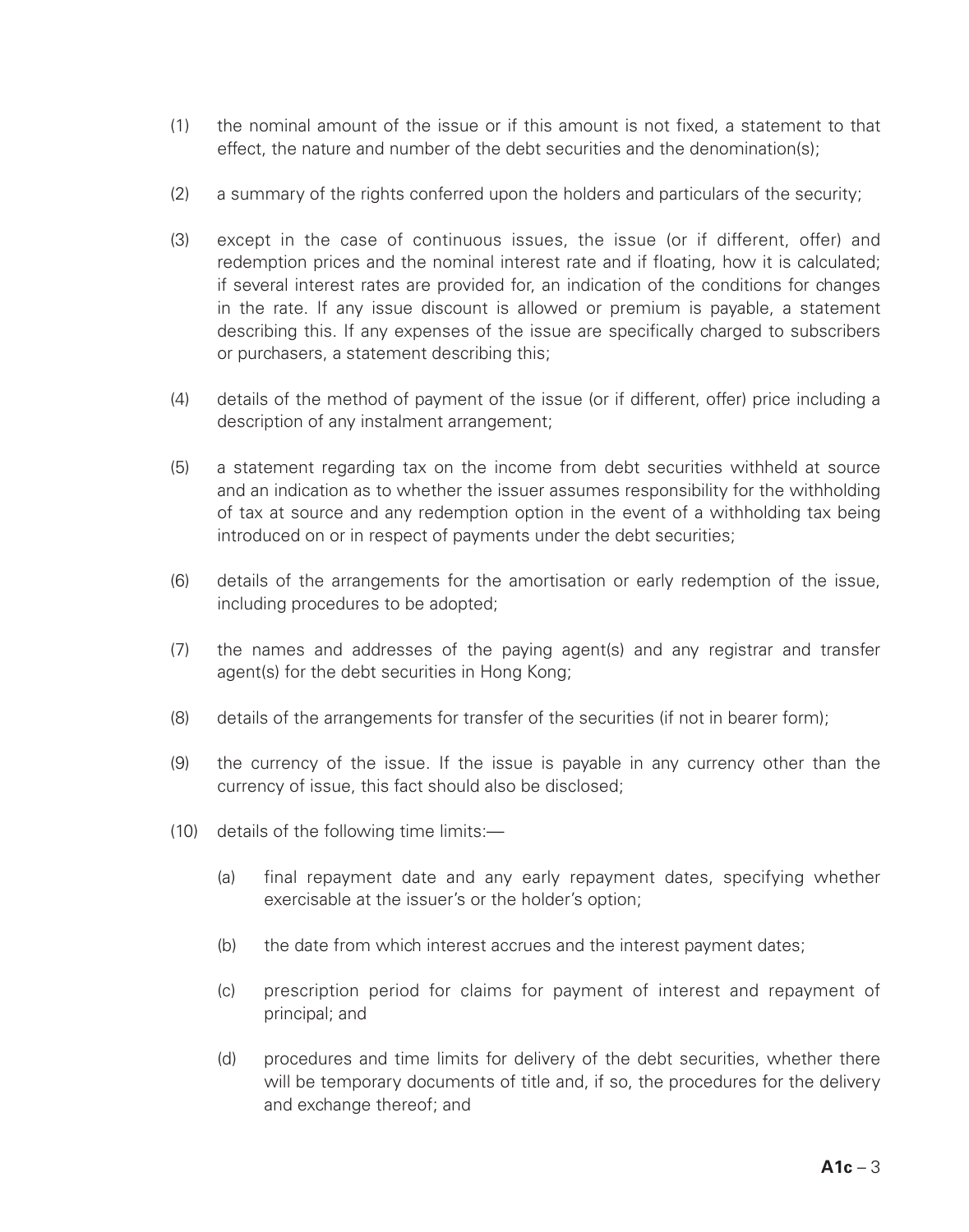(1) the nominal amount of the issue or if this amount is not fixed, a statement to that effect, the nature and number of the debt securities and the denomination(s);

(2) a summary of the rights conferred upon the holders and particulars of the security;

(3) except in the case of continuous issues, the issue (or if different, offer) and redemption prices and the nominal interest rate and if floating, how it is calculated; if several interest rates are provided for, an indication of the conditions for changes in the rate. If any issue discount is allowed or premium is payable, a statement describing this. If any expenses of the issue are specifically charged to subscribers or purchasers, a statement describing this;

(4) details of the method of payment of the issue (or if different, offer) price including a description of any instalment arrangement;

(5) a statement regarding tax on the income from debt securities withheld at source and an indication as to whether the issuer assumes responsibility for the withholding of tax at source and any redemption option in the event of a withholding tax being introduced on or in respect of payments under the debt securities;

(6) details of the arrangements for the amortisation or early redemption of the issue, including procedures to be adopted;

(7) the names and addresses of the paying agent(s) and any registrar and transfer agent(s) for the debt securities in Hong Kong;

(8) details of the arrangements for transfer of the securities (if not in bearer form);

(9) the currency of the issue. If the issue is payable in any currency other than the currency of issue, this fact should also be disclosed;

(10) details of the following time limits:—

    (a) final repayment date and any early repayment dates, specifying whether exercisable at the issuer's or the holder's option;

    (b) the date from which interest accrues and the interest payment dates;

    (c) prescription period for claims for payment of interest and repayment of principal; and

    (d) procedures and time limits for delivery of the debt securities, whether there will be temporary documents of title and, if so, the procedures for the delivery and exchange thereof; and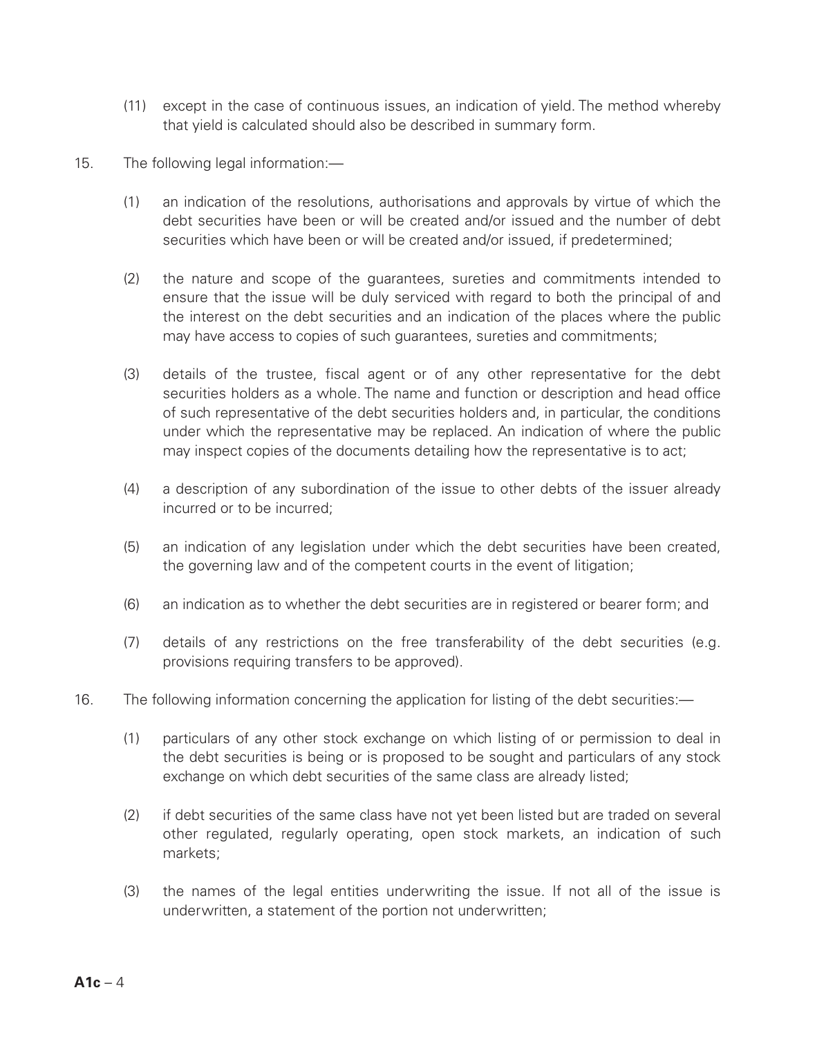(11) except in the case of continuous issues, an indication of yield. The method whereby that yield is calculated should also be described in summary form.

15. The following legal information:—

    (1) an indication of the resolutions, authorisations and approvals by virtue of which the debt securities have been or will be created and/or issued and the number of debt securities which have been or will be created and/or issued, if predetermined;

    (2) the nature and scope of the guarantees, sureties and commitments intended to ensure that the issue will be duly serviced with regard to both the principal of and the interest on the debt securities and an indication of the places where the public may have access to copies of such guarantees, sureties and commitments;

    (3) details of the trustee, fiscal agent or of any other representative for the debt securities holders as a whole. The name and function or description and head office of such representative of the debt securities holders and, in particular, the conditions under which the representative may be replaced. An indication of where the public may inspect copies of the documents detailing how the representative is to act;

    (4) a description of any subordination of the issue to other debts of the issuer already incurred or to be incurred;

    (5) an indication of any legislation under which the debt securities have been created, the governing law and of the competent courts in the event of litigation;

    (6) an indication as to whether the debt securities are in registered or bearer form; and

    (7) details of any restrictions on the free transferability of the debt securities (e.g. provisions requiring transfers to be approved).

16. The following information concerning the application for listing of the debt securities:—

    (1) particulars of any other stock exchange on which listing of or permission to deal in the debt securities is being or is proposed to be sought and particulars of any stock exchange on which debt securities of the same class are already listed;

    (2) if debt securities of the same class have not yet been listed but are traded on several other regulated, regularly operating, open stock markets, an indication of such markets;

    (3) the names of the legal entities underwriting the issue. If not all of the issue is underwritten, a statement of the portion not underwritten;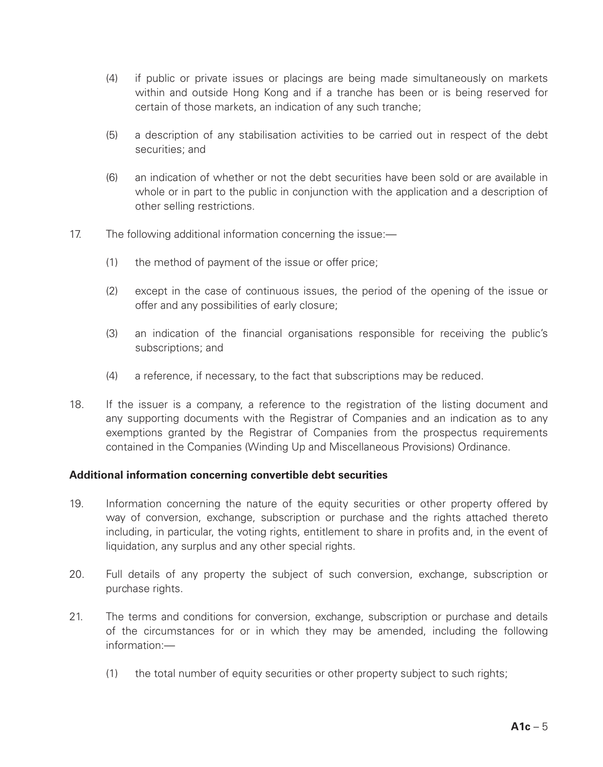(4) if public or private issues or placings are being made simultaneously on markets within and outside Hong Kong and if a tranche has been or is being reserved for certain of those markets, an indication of any such tranche;

(5) a description of any stabilisation activities to be carried out in respect of the debt securities; and

(6) an indication of whether or not the debt securities have been sold or are available in whole or in part to the public in conjunction with the application and a description of other selling restrictions.

17. The following additional information concerning the issue:—

(1) the method of payment of the issue or offer price;

(2) except in the case of continuous issues, the period of the opening of the issue or offer and any possibilities of early closure;

(3) an indication of the financial organisations responsible for receiving the public's subscriptions; and

(4) a reference, if necessary, to the fact that subscriptions may be reduced.

18. If the issuer is a company, a reference to the registration of the listing document and any supporting documents with the Registrar of Companies and an indication as to any exemptions granted by the Registrar of Companies from the prospectus requirements contained in the Companies (Winding Up and Miscellaneous Provisions) Ordinance.

**Additional information concerning convertible debt securities**

19. Information concerning the nature of the equity securities or other property offered by way of conversion, exchange, subscription or purchase and the rights attached thereto including, in particular, the voting rights, entitlement to share in profits and, in the event of liquidation, any surplus and any other special rights.

20. Full details of any property the subject of such conversion, exchange, subscription or purchase rights.

21. The terms and conditions for conversion, exchange, subscription or purchase and details of the circumstances for or in which they may be amended, including the following information:—

(1) the total number of equity securities or other property subject to such rights;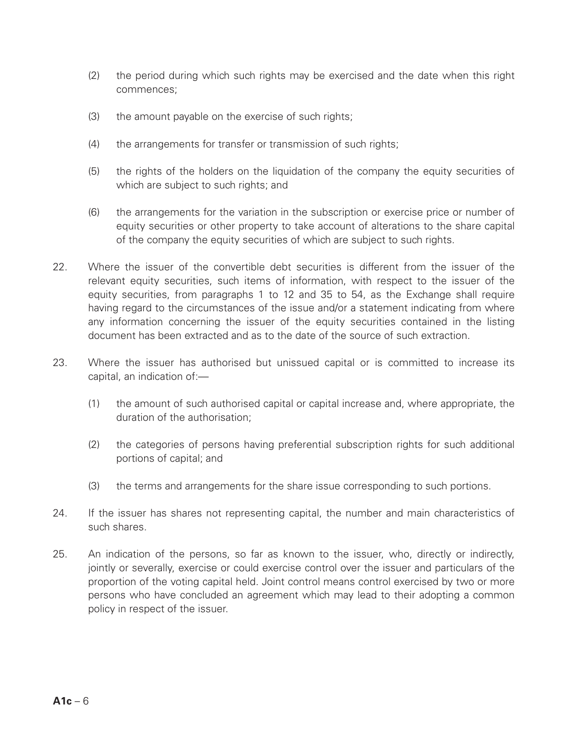(2) the period during which such rights may be exercised and the date when this right commences;

(3) the amount payable on the exercise of such rights;

(4) the arrangements for transfer or transmission of such rights;

(5) the rights of the holders on the liquidation of the company the equity securities of which are subject to such rights; and

(6) the arrangements for the variation in the subscription or exercise price or number of equity securities or other property to take account of alterations to the share capital of the company the equity securities of which are subject to such rights.

22. Where the issuer of the convertible debt securities is different from the issuer of the relevant equity securities, such items of information, with respect to the issuer of the equity securities, from paragraphs 1 to 12 and 35 to 54, as the Exchange shall require having regard to the circumstances of the issue and/or a statement indicating from where any information concerning the issuer of the equity securities contained in the listing document has been extracted and as to the date of the source of such extraction.

23. Where the issuer has authorised but unissued capital or is committed to increase its capital, an indication of:—

(1) the amount of such authorised capital or capital increase and, where appropriate, the duration of the authorisation;

(2) the categories of persons having preferential subscription rights for such additional portions of capital; and

(3) the terms and arrangements for the share issue corresponding to such portions.

24. If the issuer has shares not representing capital, the number and main characteristics of such shares.

25. An indication of the persons, so far as known to the issuer, who, directly or indirectly, jointly or severally, exercise or could exercise control over the issuer and particulars of the proportion of the voting capital held. Joint control means control exercised by two or more persons who have concluded an agreement which may lead to their adopting a common policy in respect of the issuer.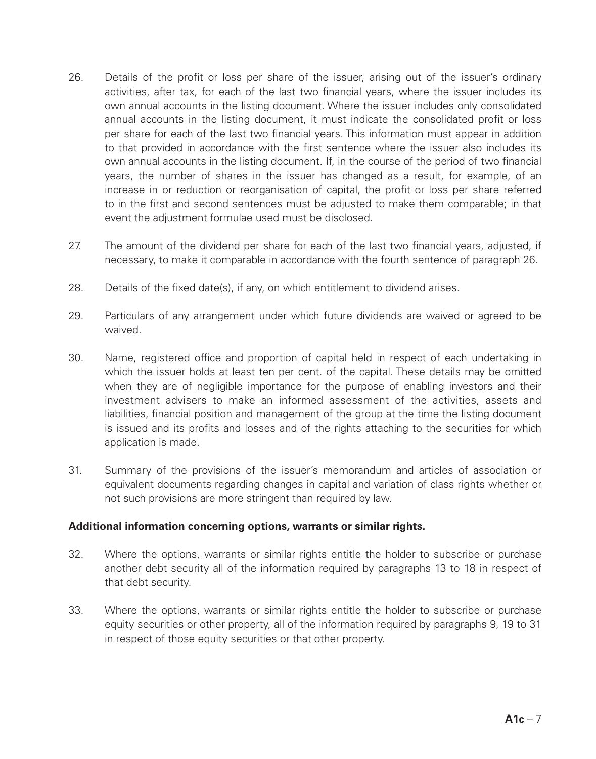26. Details of the profit or loss per share of the issuer, arising out of the issuer's ordinary activities, after tax, for each of the last two financial years, where the issuer includes its own annual accounts in the listing document. Where the issuer includes only consolidated annual accounts in the listing document, it must indicate the consolidated profit or loss per share for each of the last two financial years. This information must appear in addition to that provided in accordance with the first sentence where the issuer also includes its own annual accounts in the listing document. If, in the course of the period of two financial years, the number of shares in the issuer has changed as a result, for example, of an increase in or reduction or reorganisation of capital, the profit or loss per share referred to in the first and second sentences must be adjusted to make them comparable; in that event the adjustment formulae used must be disclosed.

27. The amount of the dividend per share for each of the last two financial years, adjusted, if necessary, to make it comparable in accordance with the fourth sentence of paragraph 26.

28. Details of the fixed date(s), if any, on which entitlement to dividend arises.

29. Particulars of any arrangement under which future dividends are waived or agreed to be waived.

30. Name, registered office and proportion of capital held in respect of each undertaking in which the issuer holds at least ten per cent. of the capital. These details may be omitted when they are of negligible importance for the purpose of enabling investors and their investment advisers to make an informed assessment of the activities, assets and liabilities, financial position and management of the group at the time the listing document is issued and its profits and losses and of the rights attaching to the securities for which application is made.

31. Summary of the provisions of the issuer's memorandum and articles of association or equivalent documents regarding changes in capital and variation of class rights whether or not such provisions are more stringent than required by law.

**Additional information concerning options, warrants or similar rights.**

32. Where the options, warrants or similar rights entitle the holder to subscribe or purchase another debt security all of the information required by paragraphs 13 to 18 in respect of that debt security.

33. Where the options, warrants or similar rights entitle the holder to subscribe or purchase equity securities or other property, all of the information required by paragraphs 9, 19 to 31 in respect of those equity securities or that other property.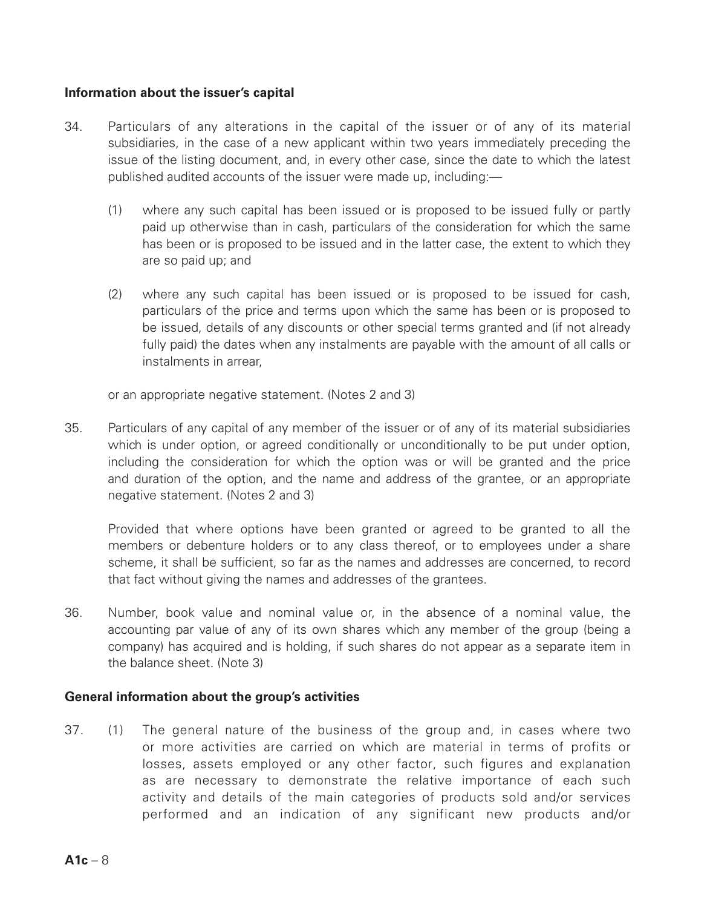**Information about the issuer's capital**

34. Particulars of any alterations in the capital of the issuer or of any of its material subsidiaries, in the case of a new applicant within two years immediately preceding the issue of the listing document, and, in every other case, since the date to which the latest published audited accounts of the issuer were made up, including:—

    (1) where any such capital has been issued or is proposed to be issued fully or partly paid up otherwise than in cash, particulars of the consideration for which the same has been or is proposed to be issued and in the latter case, the extent to which they are so paid up; and

    (2) where any such capital has been issued or is proposed to be issued for cash, particulars of the price and terms upon which the same has been or is proposed to be issued, details of any discounts or other special terms granted and (if not already fully paid) the dates when any instalments are payable with the amount of all calls or instalments in arrear,

    or an appropriate negative statement. (Notes 2 and 3)

35. Particulars of any capital of any member of the issuer or of any of its material subsidiaries which is under option, or agreed conditionally or unconditionally to be put under option, including the consideration for which the option was or will be granted and the price and duration of the option, and the name and address of the grantee, or an appropriate negative statement. (Notes 2 and 3)

    Provided that where options have been granted or agreed to be granted to all the members or debenture holders or to any class thereof, or to employees under a share scheme, it shall be sufficient, so far as the names and addresses are concerned, to record that fact without giving the names and addresses of the grantees.

36. Number, book value and nominal value or, in the absence of a nominal value, the accounting par value of any of its own shares which any member of the group (being a company) has acquired and is holding, if such shares do not appear as a separate item in the balance sheet. (Note 3)

**General information about the group's activities**

37. (1) The general nature of the business of the group and, in cases where two or more activities are carried on which are material in terms of profits or losses, assets employed or any other factor, such figures and explanation as are necessary to demonstrate the relative importance of each such activity and details of the main categories of products sold and/or services performed and an indication of any significant new products and/or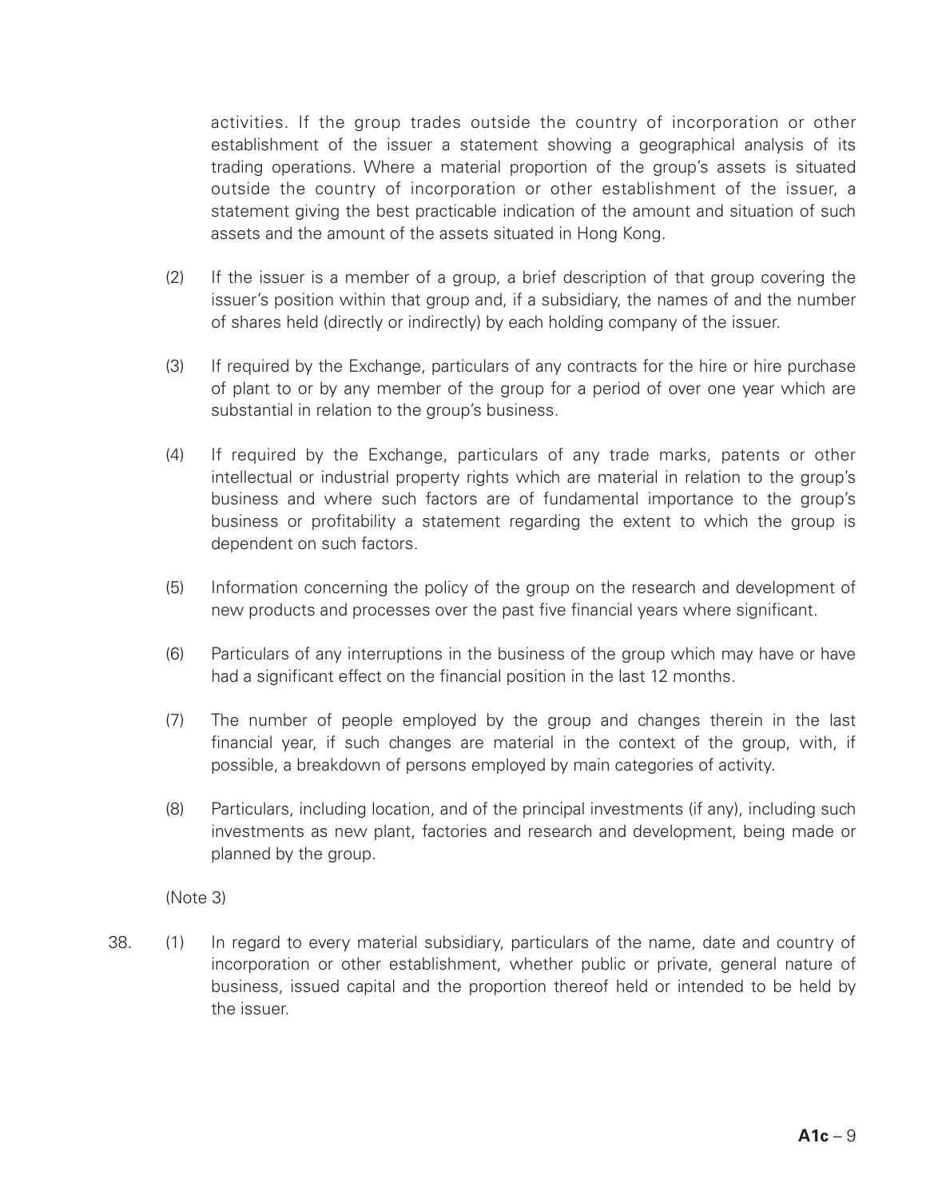activities. If the group trades outside the country of incorporation or other establishment of the issuer a statement showing a geographical analysis of its trading operations. Where a material proportion of the group's assets is situated outside the country of incorporation or other establishment of the issuer, a statement giving the best practicable indication of the amount and situation of such assets and the amount of the assets situated in Hong Kong.

(2) If the issuer is a member of a group, a brief description of that group covering the issuer's position within that group and, if a subsidiary, the names of and the number of shares held (directly or indirectly) by each holding company of the issuer.

(3) If required by the Exchange, particulars of any contracts for the hire or hire purchase of plant to or by any member of the group for a period of over one year which are substantial in relation to the group's business.

(4) If required by the Exchange, particulars of any trade marks, patents or other intellectual or industrial property rights which are material in relation to the group's business and where such factors are of fundamental importance to the group's business or profitability a statement regarding the extent to which the group is dependent on such factors.

(5) Information concerning the policy of the group on the research and development of new products and processes over the past five financial years where significant.

(6) Particulars of any interruptions in the business of the group which may have or have had a significant effect on the financial position in the last 12 months.

(7) The number of people employed by the group and changes therein in the last financial year, if such changes are material in the context of the group, with, if possible, a breakdown of persons employed by main categories of activity.

(8) Particulars, including location, and of the principal investments (if any), including such investments as new plant, factories and research and development, being made or planned by the group.

(Note 3)

38. (1) In regard to every material subsidiary, particulars of the name, date and country of incorporation or other establishment, whether public or private, general nature of business, issued capital and the proportion thereof held or intended to be held by the issuer.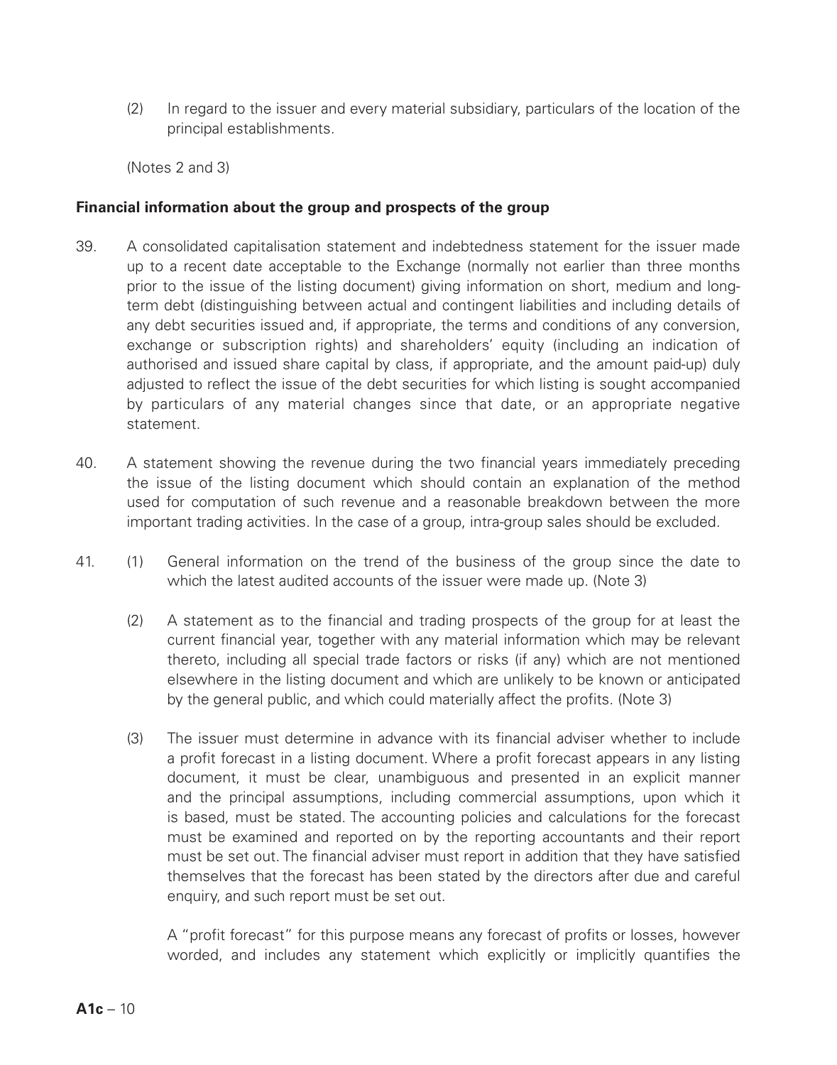(2) In regard to the issuer and every material subsidiary, particulars of the location of the principal establishments.

(Notes 2 and 3)

**Financial information about the group and prospects of the group**

39. A consolidated capitalisation statement and indebtedness statement for the issuer made up to a recent date acceptable to the Exchange (normally not earlier than three months prior to the issue of the listing document) giving information on short, medium and long-term debt (distinguishing between actual and contingent liabilities and including details of any debt securities issued and, if appropriate, the terms and conditions of any conversion, exchange or subscription rights) and shareholders' equity (including an indication of authorised and issued share capital by class, if appropriate, and the amount paid-up) duly adjusted to reflect the issue of the debt securities for which listing is sought accompanied by particulars of any material changes since that date, or an appropriate negative statement.

40. A statement showing the revenue during the two financial years immediately preceding the issue of the listing document which should contain an explanation of the method used for computation of such revenue and a reasonable breakdown between the more important trading activities. In the case of a group, intra-group sales should be excluded.

41. (1) General information on the trend of the business of the group since the date to which the latest audited accounts of the issuer were made up. (Note 3)

(2) A statement as to the financial and trading prospects of the group for at least the current financial year, together with any material information which may be relevant thereto, including all special trade factors or risks (if any) which are not mentioned elsewhere in the listing document and which are unlikely to be known or anticipated by the general public, and which could materially affect the profits. (Note 3)

(3) The issuer must determine in advance with its financial adviser whether to include a profit forecast in a listing document. Where a profit forecast appears in any listing document, it must be clear, unambiguous and presented in an explicit manner and the principal assumptions, including commercial assumptions, upon which it is based, must be stated. The accounting policies and calculations for the forecast must be examined and reported on by the reporting accountants and their report must be set out. The financial adviser must report in addition that they have satisfied themselves that the forecast has been stated by the directors after due and careful enquiry, and such report must be set out.

A "profit forecast" for this purpose means any forecast of profits or losses, however worded, and includes any statement which explicitly or implicitly quantifies the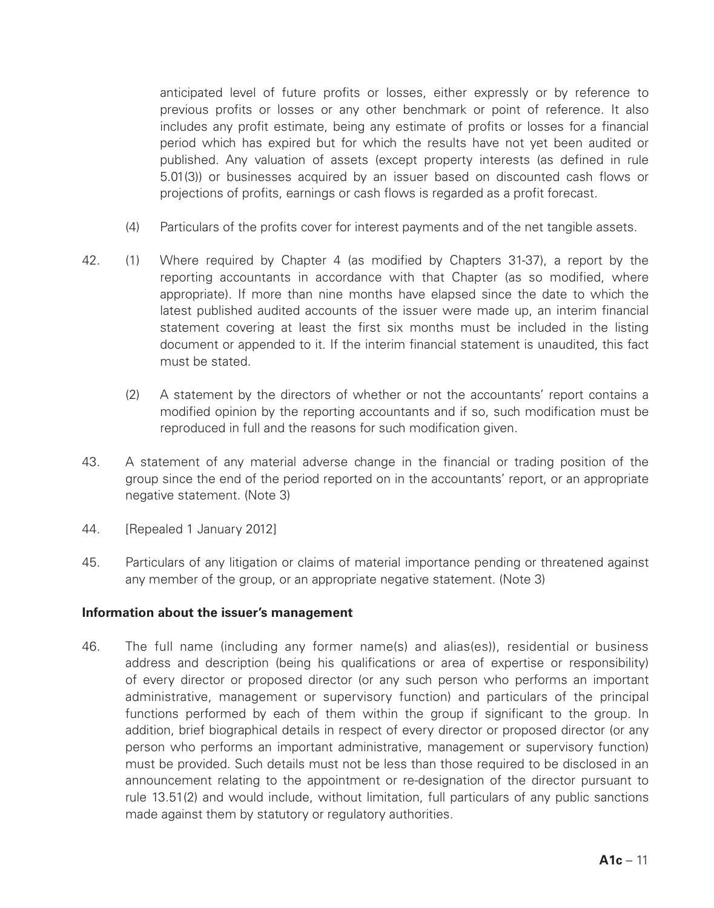anticipated level of future profits or losses, either expressly or by reference to previous profits or losses or any other benchmark or point of reference. It also includes any profit estimate, being any estimate of profits or losses for a financial period which has expired but for which the results have not yet been audited or published. Any valuation of assets (except property interests (as defined in rule 5.01(3)) or businesses acquired by an issuer based on discounted cash flows or projections of profits, earnings or cash flows is regarded as a profit forecast.

(4) Particulars of the profits cover for interest payments and of the net tangible assets.

42. (1) Where required by Chapter 4 (as modified by Chapters 31-37), a report by the reporting accountants in accordance with that Chapter (as so modified, where appropriate). If more than nine months have elapsed since the date to which the latest published audited accounts of the issuer were made up, an interim financial statement covering at least the first six months must be included in the listing document or appended to it. If the interim financial statement is unaudited, this fact must be stated.

(2) A statement by the directors of whether or not the accountants' report contains a modified opinion by the reporting accountants and if so, such modification must be reproduced in full and the reasons for such modification given.

43. A statement of any material adverse change in the financial or trading position of the group since the end of the period reported on in the accountants' report, or an appropriate negative statement. (Note 3)

44. [Repealed 1 January 2012]

45. Particulars of any litigation or claims of material importance pending or threatened against any member of the group, or an appropriate negative statement. (Note 3)

**Information about the issuer's management**

46. The full name (including any former name(s) and alias(es)), residential or business address and description (being his qualifications or area of expertise or responsibility) of every director or proposed director (or any such person who performs an important administrative, management or supervisory function) and particulars of the principal functions performed by each of them within the group if significant to the group. In addition, brief biographical details in respect of every director or proposed director (or any person who performs an important administrative, management or supervisory function) must be provided. Such details must not be less than those required to be disclosed in an announcement relating to the appointment or re-designation of the director pursuant to rule 13.51(2) and would include, without limitation, full particulars of any public sanctions made against them by statutory or regulatory authorities.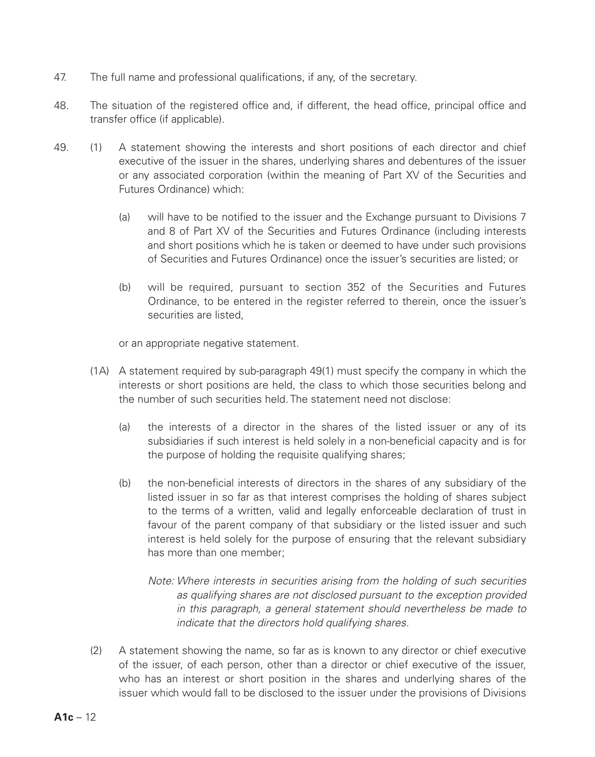47. The full name and professional qualifications, if any, of the secretary.

48. The situation of the registered office and, if different, the head office, principal office and transfer office (if applicable).

49. (1) A statement showing the interests and short positions of each director and chief executive of the issuer in the shares, underlying shares and debentures of the issuer or any associated corporation (within the meaning of Part XV of the Securities and Futures Ordinance) which:

    (a) will have to be notified to the issuer and the Exchange pursuant to Divisions 7 and 8 of Part XV of the Securities and Futures Ordinance (including interests and short positions which he is taken or deemed to have under such provisions of Securities and Futures Ordinance) once the issuer's securities are listed; or

    (b) will be required, pursuant to section 352 of the Securities and Futures Ordinance, to be entered in the register referred to therein, once the issuer's securities are listed,

    or an appropriate negative statement.

    (1A) A statement required by sub-paragraph 49(1) must specify the company in which the interests or short positions are held, the class to which those securities belong and the number of such securities held. The statement need not disclose:

    (a) the interests of a director in the shares of the listed issuer or any of its subsidiaries if such interest is held solely in a non-beneficial capacity and is for the purpose of holding the requisite qualifying shares;

    (b) the non-beneficial interests of directors in the shares of any subsidiary of the listed issuer in so far as that interest comprises the holding of shares subject to the terms of a written, valid and legally enforceable declaration of trust in favour of the parent company of that subsidiary or the listed issuer and such interest is held solely for the purpose of ensuring that the relevant subsidiary has more than one member;

    *Note: Where interests in securities arising from the holding of such securities as qualifying shares are not disclosed pursuant to the exception provided in this paragraph, a general statement should nevertheless be made to indicate that the directors hold qualifying shares.*

    (2) A statement showing the name, so far as is known to any director or chief executive of the issuer, of each person, other than a director or chief executive of the issuer, who has an interest or short position in the shares and underlying shares of the issuer which would fall to be disclosed to the issuer under the provisions of Divisions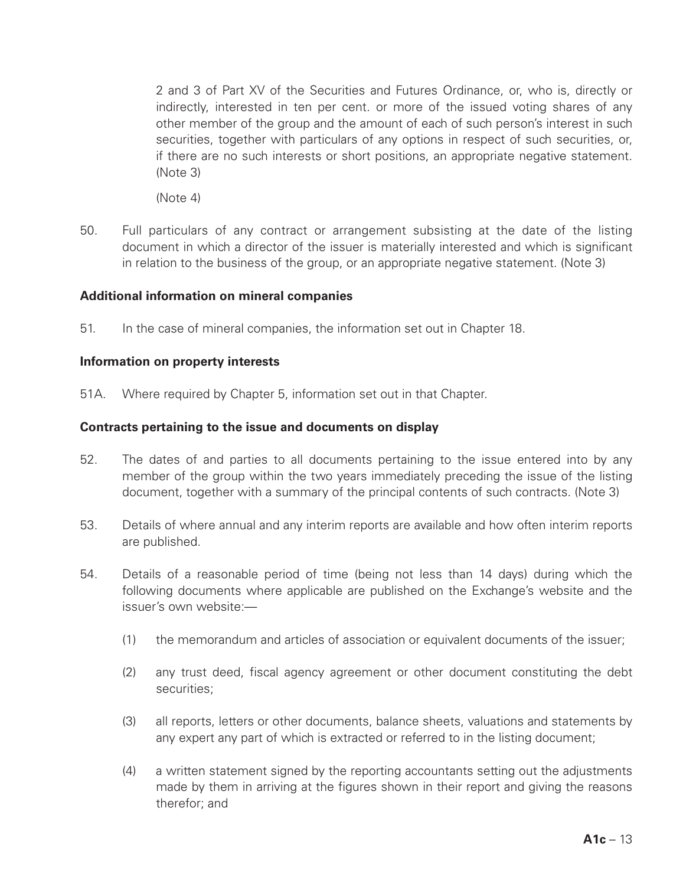2 and 3 of Part XV of the Securities and Futures Ordinance, or, who is, directly or indirectly, interested in ten per cent. or more of the issued voting shares of any other member of the group and the amount of each of such person's interest in such securities, together with particulars of any options in respect of such securities, or, if there are no such interests or short positions, an appropriate negative statement. (Note 3)

(Note 4)

50. Full particulars of any contract or arrangement subsisting at the date of the listing document in which a director of the issuer is materially interested and which is significant in relation to the business of the group, or an appropriate negative statement. (Note 3)

**Additional information on mineral companies**

51. In the case of mineral companies, the information set out in Chapter 18.

**Information on property interests**

51A. Where required by Chapter 5, information set out in that Chapter.

**Contracts pertaining to the issue and documents on display**

52. The dates of and parties to all documents pertaining to the issue entered into by any member of the group within the two years immediately preceding the issue of the listing document, together with a summary of the principal contents of such contracts. (Note 3)

53. Details of where annual and any interim reports are available and how often interim reports are published.

54. Details of a reasonable period of time (being not less than 14 days) during which the following documents where applicable are published on the Exchange's website and the issuer's own website:—

    (1) the memorandum and articles of association or equivalent documents of the issuer;

    (2) any trust deed, fiscal agency agreement or other document constituting the debt securities;

    (3) all reports, letters or other documents, balance sheets, valuations and statements by any expert any part of which is extracted or referred to in the listing document;

    (4) a written statement signed by the reporting accountants setting out the adjustments made by them in arriving at the figures shown in their report and giving the reasons therefor; and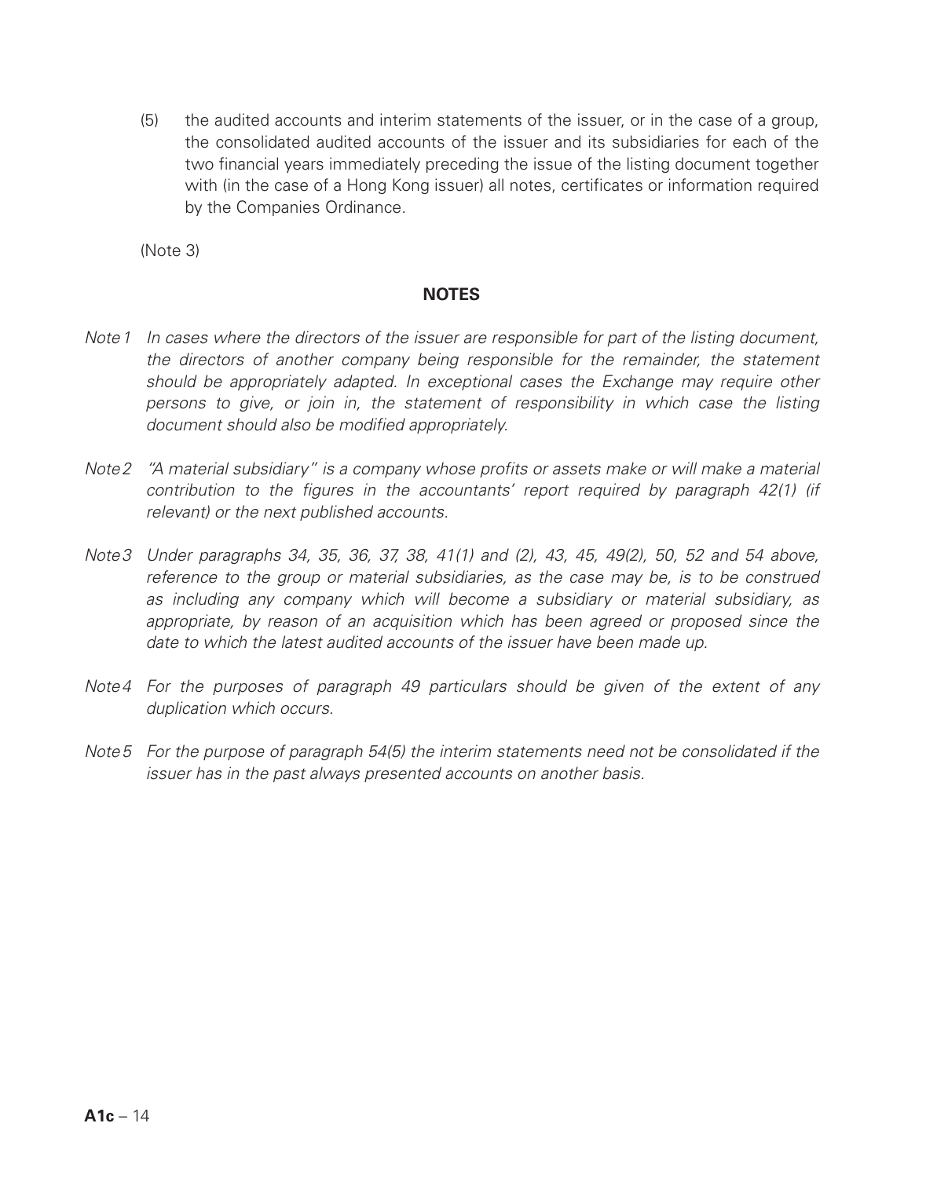(5) the audited accounts and interim statements of the issuer, or in the case of a group, the consolidated audited accounts of the issuer and its subsidiaries for each of the two financial years immediately preceding the issue of the listing document together with (in the case of a Hong Kong issuer) all notes, certificates or information required by the Companies Ordinance.

(Note 3)

**NOTES**

*Note 1 In cases where the directors of the issuer are responsible for part of the listing document, the directors of another company being responsible for the remainder, the statement should be appropriately adapted. In exceptional cases the Exchange may require other persons to give, or join in, the statement of responsibility in which case the listing document should also be modified appropriately.*

*Note 2 "A material subsidiary" is a company whose profits or assets make or will make a material contribution to the figures in the accountants' report required by paragraph 42(1) (if relevant) or the next published accounts.*

*Note 3 Under paragraphs 34, 35, 36, 37, 38, 41(1) and (2), 43, 45, 49(2), 50, 52 and 54 above, reference to the group or material subsidiaries, as the case may be, is to be construed as including any company which will become a subsidiary or material subsidiary, as appropriate, by reason of an acquisition which has been agreed or proposed since the date to which the latest audited accounts of the issuer have been made up.*

*Note 4 For the purposes of paragraph 49 particulars should be given of the extent of any duplication which occurs.*

*Note 5 For the purpose of paragraph 54(5) the interim statements need not be consolidated if the issuer has in the past always presented accounts on another basis.*